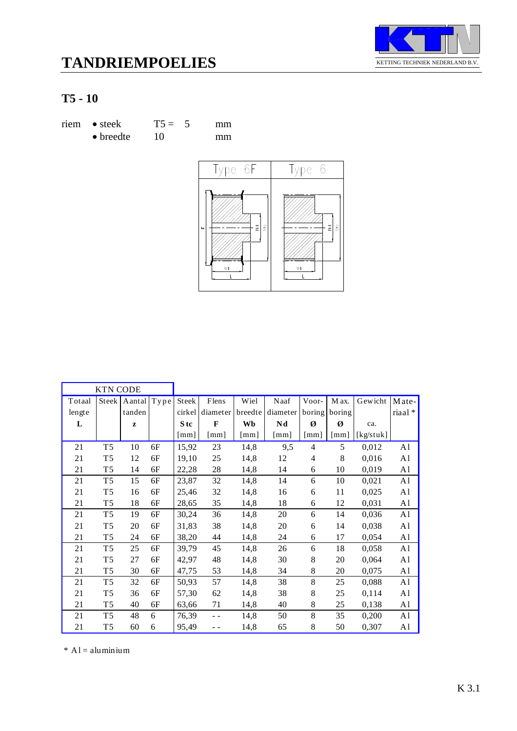# TANDRIEMPOELIES

KETTING TECHNIEK NEDERLAND B.V.

## T5 - 10

| riem | • steek | T5 = 5 | mm |
|---|---|---|---|
| | • breedte | 10 | mm |

| Type 6F | Type 6 |
|---|---|

| KTN CODE | | | | | | | | | | | |
|---|---|---|---|---|---|---|---|---|---|---|---|
| Totaal lengte **L** | Steek | Aantal tanden **z** | Type | Steek cirkel **Stc** [mm] | Flens diameter **F** [mm] | Wiel breedte **Wb** [mm] | Naaf diameter **Nd** [mm] | Voor-boring **Ø** [mm] | Max. boring **Ø** [mm] | Gewicht ca. [kg/stuk] | Mate-riaal * |
| 21 | T5 | 10 | 6F | 15,92 | 23 | 14,8 | 9,5 | 4 | 5 | 0,012 | Al |
| 21 | T5 | 12 | 6F | 19,10 | 25 | 14,8 | 12 | 4 | 8 | 0,016 | Al |
| 21 | T5 | 14 | 6F | 22,28 | 28 | 14,8 | 14 | 6 | 10 | 0,019 | Al |
| 21 | T5 | 15 | 6F | 23,87 | 32 | 14,8 | 14 | 6 | 10 | 0,021 | Al |
| 21 | T5 | 16 | 6F | 25,46 | 32 | 14,8 | 16 | 6 | 11 | 0,025 | Al |
| 21 | T5 | 18 | 6F | 28,65 | 35 | 14,8 | 18 | 6 | 12 | 0,031 | Al |
| 21 | T5 | 19 | 6F | 30,24 | 36 | 14,8 | 20 | 6 | 14 | 0,036 | Al |
| 21 | T5 | 20 | 6F | 31,83 | 38 | 14,8 | 20 | 6 | 14 | 0,038 | Al |
| 21 | T5 | 24 | 6F | 38,20 | 44 | 14,8 | 24 | 6 | 17 | 0,054 | Al |
| 21 | T5 | 25 | 6F | 39,79 | 45 | 14,8 | 26 | 6 | 18 | 0,058 | Al |
| 21 | T5 | 27 | 6F | 42,97 | 48 | 14,8 | 30 | 8 | 20 | 0,064 | Al |
| 21 | T5 | 30 | 6F | 47,75 | 53 | 14,8 | 34 | 8 | 20 | 0,075 | Al |
| 21 | T5 | 32 | 6F | 50,93 | 57 | 14,8 | 38 | 8 | 25 | 0,088 | Al |
| 21 | T5 | 36 | 6F | 57,30 | 62 | 14,8 | 38 | 8 | 25 | 0,114 | Al |
| 21 | T5 | 40 | 6F | 63,66 | 71 | 14,8 | 40 | 8 | 25 | 0,138 | Al |
| 21 | T5 | 48 | 6 | 76,39 | - - | 14,8 | 50 | 8 | 35 | 0,200 | Al |
| 21 | T5 | 60 | 6 | 95,49 | - - | 14,8 | 65 | 8 | 50 | 0,307 | Al |

* Al = aluminium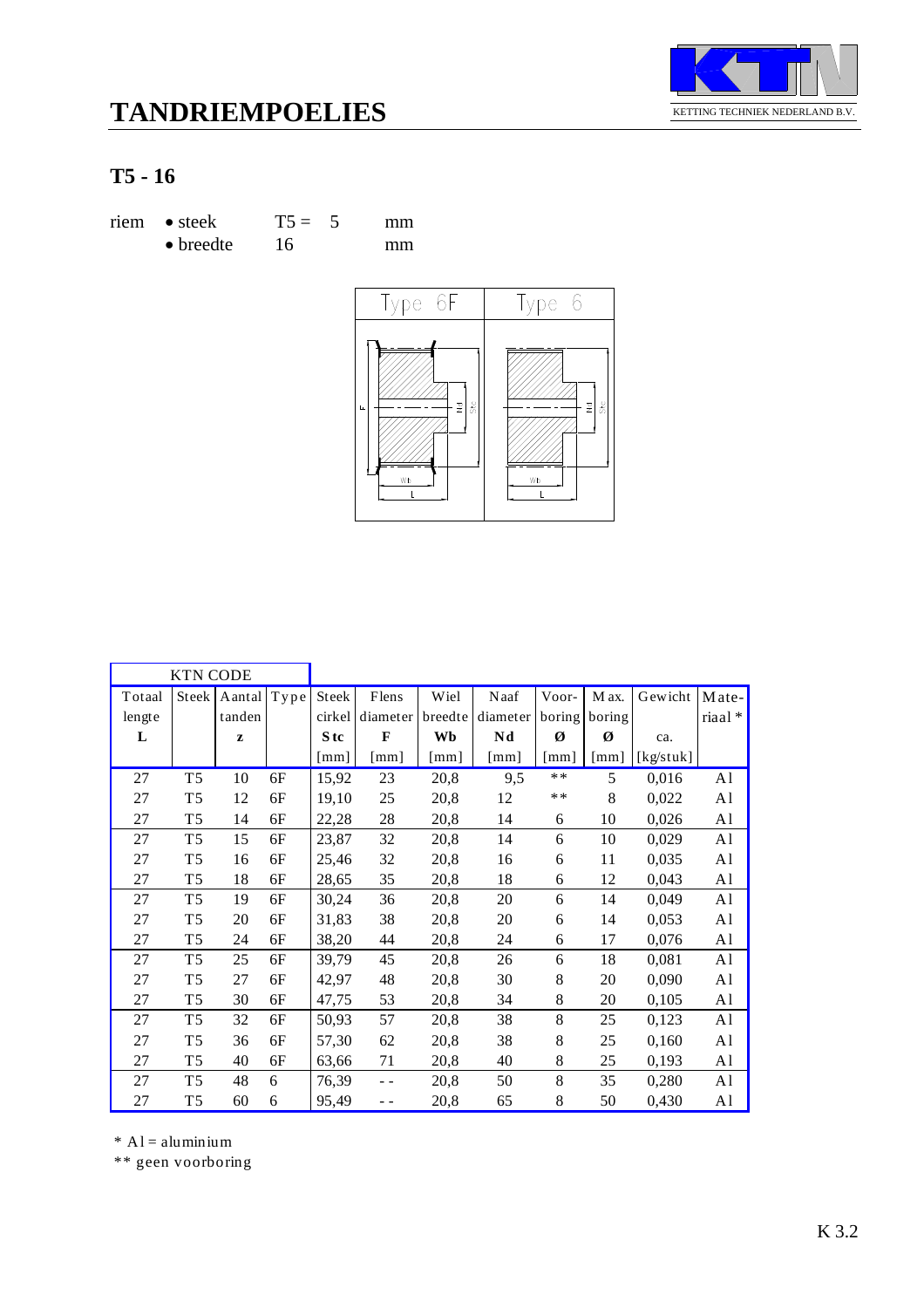# TANDRIEMPOELIES

KETTING TECHNIEK NEDERLAND B.V.

## T5 - 16

riem • steek T5 = 5 mm
• breedte 16 mm

| Type 6F | Type 6 |
|---|---|

| KTN CODE | | | | | | | | | | | | |
|---|---|---|---|---|---|---|---|---|---|---|---|---|
| Totaal lengte | Steek | Aantal tanden | Type | Steek cirkel | Flens diameter | Wiel breedte | Naaf diameter | Voor-boring | Max. boring | Gewicht | Mate-riaal * |
| L | | z | | Stc | F | Wb | Nd | Ø | Ø | ca. | |
| | | | | [mm] | [mm] | [mm] | [mm] | [mm] | [mm] | [kg/stuk] | |
| 27 | T5 | 10 | 6F | 15,92 | 23 | 20,8 | 9,5 | ** | 5 | 0,016 | Al |
| 27 | T5 | 12 | 6F | 19,10 | 25 | 20,8 | 12 | ** | 8 | 0,022 | Al |
| 27 | T5 | 14 | 6F | 22,28 | 28 | 20,8 | 14 | 6 | 10 | 0,026 | Al |
| 27 | T5 | 15 | 6F | 23,87 | 32 | 20,8 | 14 | 6 | 10 | 0,029 | Al |
| 27 | T5 | 16 | 6F | 25,46 | 32 | 20,8 | 16 | 6 | 11 | 0,035 | Al |
| 27 | T5 | 18 | 6F | 28,65 | 35 | 20,8 | 18 | 6 | 12 | 0,043 | Al |
| 27 | T5 | 19 | 6F | 30,24 | 36 | 20,8 | 20 | 6 | 14 | 0,049 | Al |
| 27 | T5 | 20 | 6F | 31,83 | 38 | 20,8 | 20 | 6 | 14 | 0,053 | Al |
| 27 | T5 | 24 | 6F | 38,20 | 44 | 20,8 | 24 | 6 | 17 | 0,076 | Al |
| 27 | T5 | 25 | 6F | 39,79 | 45 | 20,8 | 26 | 6 | 18 | 0,081 | Al |
| 27 | T5 | 27 | 6F | 42,97 | 48 | 20,8 | 30 | 8 | 20 | 0,090 | Al |
| 27 | T5 | 30 | 6F | 47,75 | 53 | 20,8 | 34 | 8 | 20 | 0,105 | Al |
| 27 | T5 | 32 | 6F | 50,93 | 57 | 20,8 | 38 | 8 | 25 | 0,123 | Al |
| 27 | T5 | 36 | 6F | 57,30 | 62 | 20,8 | 38 | 8 | 25 | 0,160 | Al |
| 27 | T5 | 40 | 6F | 63,66 | 71 | 20,8 | 40 | 8 | 25 | 0,193 | Al |
| 27 | T5 | 48 | 6 | 76,39 | -- | 20,8 | 50 | 8 | 35 | 0,280 | Al |
| 27 | T5 | 60 | 6 | 95,49 | -- | 20,8 | 65 | 8 | 50 | 0,430 | Al |

\* Al = aluminium
** geen voorboring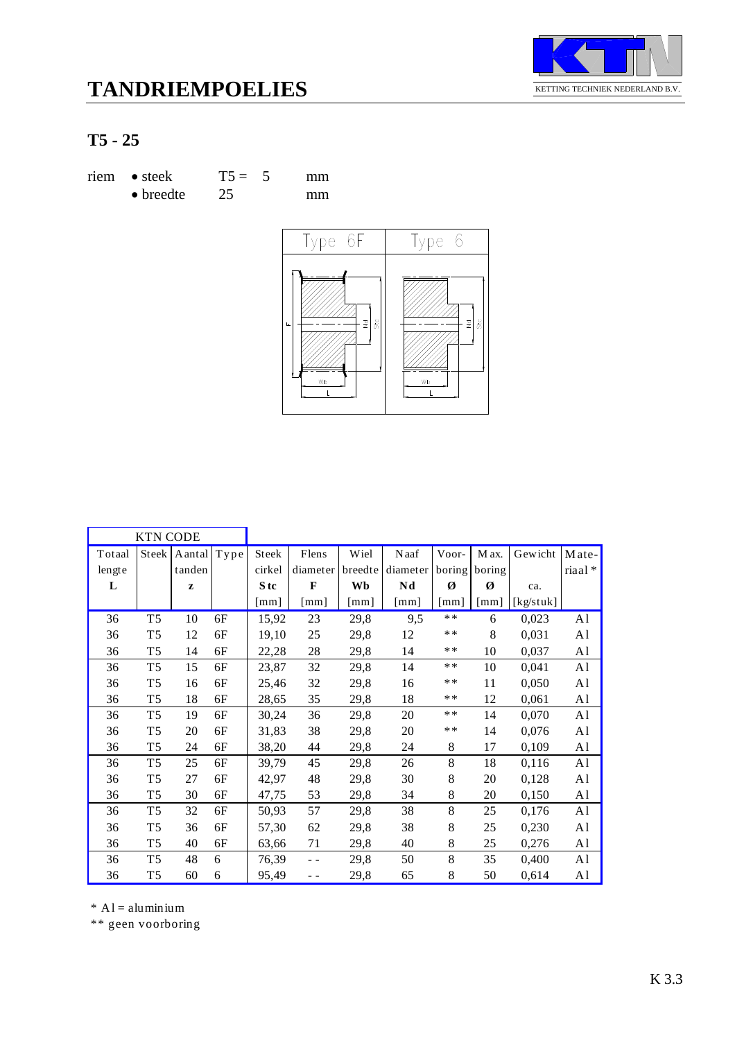# TANDRIEMPOELIES

KETTING TECHNIEK NEDERLAND B.V.

## T5 - 25

riem • steek T5 = 5 mm
• breedte 25 mm

Type 6F | Type 6

| KTN CODE | | | | | | | | | | | |
|---|---|---|---|---|---|---|---|---|---|---|---|
| Totaal lengte **L** | Steek | Aantal tanden **z** | Type | Steek cirkel **Stc** [mm] | Flens diameter **F** [mm] | Wiel breedte **Wb** [mm] | Naaf diameter **Nd** [mm] | Voor-boring **Ø** [mm] | Max. boring **Ø** [mm] | Gewicht ca. [kg/stuk] | Mate-riaal * |
| 36 | T5 | 10 | 6F | 15,92 | 23 | 29,8 | 9,5 | ** | 6 | 0,023 | Al |
| 36 | T5 | 12 | 6F | 19,10 | 25 | 29,8 | 12 | ** | 8 | 0,031 | Al |
| 36 | T5 | 14 | 6F | 22,28 | 28 | 29,8 | 14 | ** | 10 | 0,037 | Al |
| 36 | T5 | 15 | 6F | 23,87 | 32 | 29,8 | 14 | ** | 10 | 0,041 | Al |
| 36 | T5 | 16 | 6F | 25,46 | 32 | 29,8 | 16 | ** | 11 | 0,050 | Al |
| 36 | T5 | 18 | 6F | 28,65 | 35 | 29,8 | 18 | ** | 12 | 0,061 | Al |
| 36 | T5 | 19 | 6F | 30,24 | 36 | 29,8 | 20 | ** | 14 | 0,070 | Al |
| 36 | T5 | 20 | 6F | 31,83 | 38 | 29,8 | 20 | ** | 14 | 0,076 | Al |
| 36 | T5 | 24 | 6F | 38,20 | 44 | 29,8 | 24 | 8 | 17 | 0,109 | Al |
| 36 | T5 | 25 | 6F | 39,79 | 45 | 29,8 | 26 | 8 | 18 | 0,116 | Al |
| 36 | T5 | 27 | 6F | 42,97 | 48 | 29,8 | 30 | 8 | 20 | 0,128 | Al |
| 36 | T5 | 30 | 6F | 47,75 | 53 | 29,8 | 34 | 8 | 20 | 0,150 | Al |
| 36 | T5 | 32 | 6F | 50,93 | 57 | 29,8 | 38 | 8 | 25 | 0,176 | Al |
| 36 | T5 | 36 | 6F | 57,30 | 62 | 29,8 | 38 | 8 | 25 | 0,230 | Al |
| 36 | T5 | 40 | 6F | 63,66 | 71 | 29,8 | 40 | 8 | 25 | 0,276 | Al |
| 36 | T5 | 48 | 6 | 76,39 | - - | 29,8 | 50 | 8 | 35 | 0,400 | Al |
| 36 | T5 | 60 | 6 | 95,49 | - - | 29,8 | 65 | 8 | 50 | 0,614 | Al |

* Al = aluminium
** geen voorboring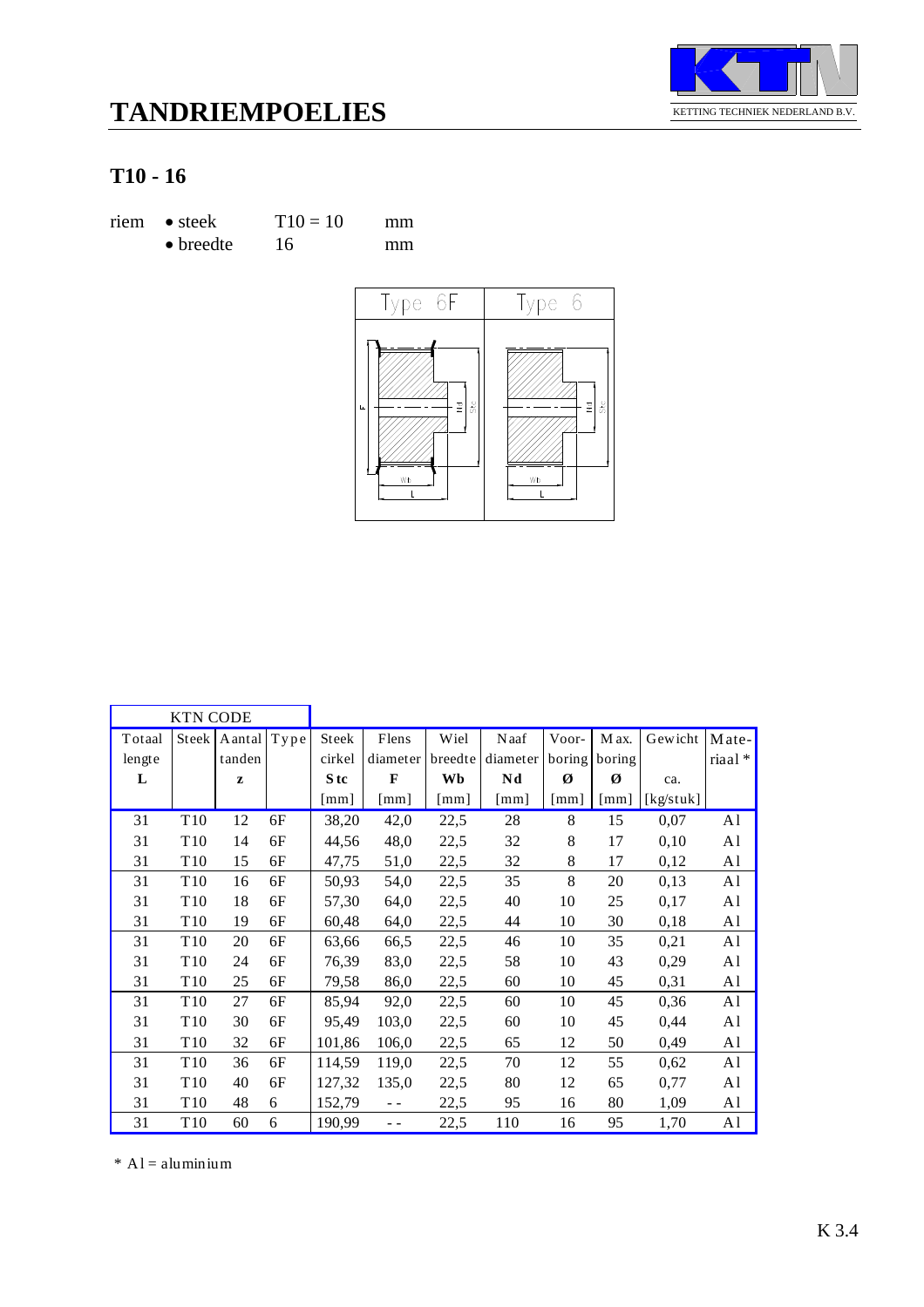# TANDRIEMPOELIES

## T10 - 16

riem • steek T10 = 10 mm
• breedte 16 mm

| KTN CODE | | | | | | | | | | | |
|---|---|---|---|---|---|---|---|---|---|---|---|
| Totaal lengte **L** | Steek | Aantal tanden **z** | Type | Steek cirkel **Stc** [mm] | Flens diameter **F** [mm] | Wiel breedte **Wb** [mm] | Naaf diameter **Nd** [mm] | Voor-boring **Ø** [mm] | Max. boring **Ø** [mm] | Gewicht ca. [kg/stuk] | Mate-riaal * |
| 31 | T10 | 12 | 6F | 38,20 | 42,0 | 22,5 | 28 | 8 | 15 | 0,07 | Al |
| 31 | T10 | 14 | 6F | 44,56 | 48,0 | 22,5 | 32 | 8 | 17 | 0,10 | Al |
| 31 | T10 | 15 | 6F | 47,75 | 51,0 | 22,5 | 32 | 8 | 17 | 0,12 | Al |
| 31 | T10 | 16 | 6F | 50,93 | 54,0 | 22,5 | 35 | 8 | 20 | 0,13 | Al |
| 31 | T10 | 18 | 6F | 57,30 | 64,0 | 22,5 | 40 | 10 | 25 | 0,17 | Al |
| 31 | T10 | 19 | 6F | 60,48 | 64,0 | 22,5 | 44 | 10 | 30 | 0,18 | Al |
| 31 | T10 | 20 | 6F | 63,66 | 66,5 | 22,5 | 46 | 10 | 35 | 0,21 | Al |
| 31 | T10 | 24 | 6F | 76,39 | 83,0 | 22,5 | 58 | 10 | 43 | 0,29 | Al |
| 31 | T10 | 25 | 6F | 79,58 | 86,0 | 22,5 | 60 | 10 | 45 | 0,31 | Al |
| 31 | T10 | 27 | 6F | 85,94 | 92,0 | 22,5 | 60 | 10 | 45 | 0,36 | Al |
| 31 | T10 | 30 | 6F | 95,49 | 103,0 | 22,5 | 60 | 10 | 45 | 0,44 | Al |
| 31 | T10 | 32 | 6F | 101,86 | 106,0 | 22,5 | 65 | 12 | 50 | 0,49 | Al |
| 31 | T10 | 36 | 6F | 114,59 | 119,0 | 22,5 | 70 | 12 | 55 | 0,62 | Al |
| 31 | T10 | 40 | 6F | 127,32 | 135,0 | 22,5 | 80 | 12 | 65 | 0,77 | Al |
| 31 | T10 | 48 | 6 | 152,79 | - - | 22,5 | 95 | 16 | 80 | 1,09 | Al |
| 31 | T10 | 60 | 6 | 190,99 | - - | 22,5 | 110 | 16 | 95 | 1,70 | Al |

* Al = aluminium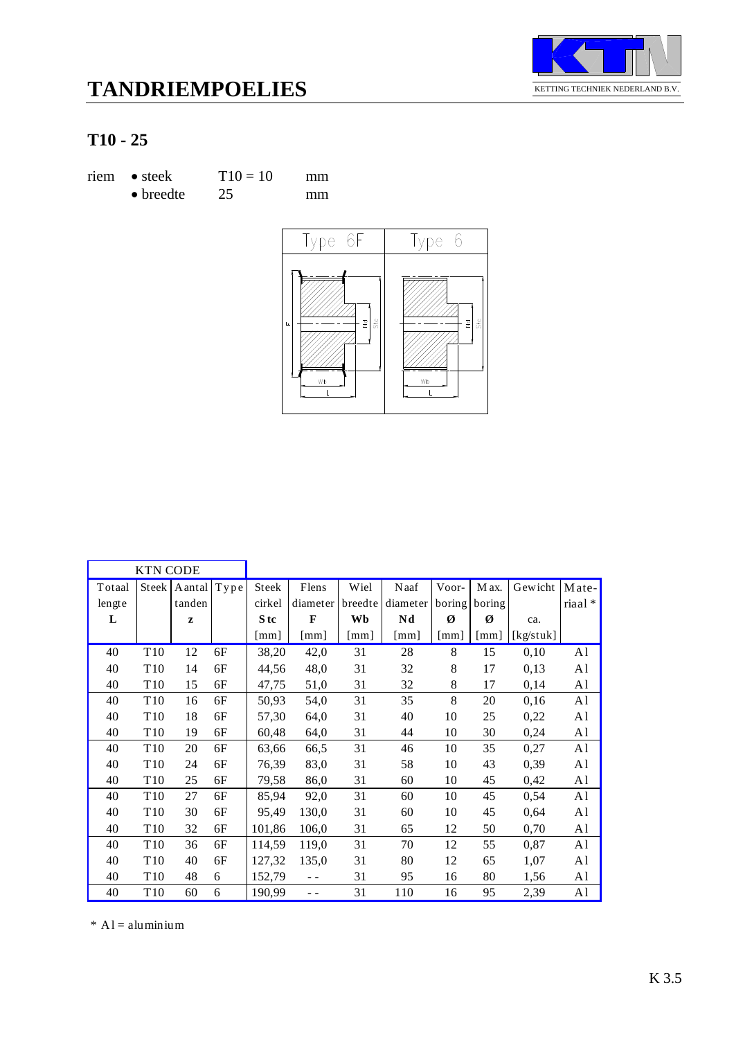# TANDRIEMPOELIES

KETTING TECHNIEK NEDERLAND B.V.

## T10 - 25

riem
- steek T10 = 10 mm
- breedte 25 mm

Type 6F | Type 6

| KTN CODE | | | | | | | | | | | |
|---|---|---|---|---|---|---|---|---|---|---|---|
| Totaal lengte **L** | Steek | Aantal tanden **z** | Type | Steek cirkel **Stc** [mm] | Flens diameter **F** [mm] | Wiel breedte **Wb** [mm] | Naaf diameter **Nd** [mm] | Voor-boring **Ø** [mm] | Max. boring **Ø** [mm] | Gewicht ca. [kg/stuk] | Mate-riaal * |
| 40 | T10 | 12 | 6F | 38,20 | 42,0 | 31 | 28 | 8 | 15 | 0,10 | Al |
| 40 | T10 | 14 | 6F | 44,56 | 48,0 | 31 | 32 | 8 | 17 | 0,13 | Al |
| 40 | T10 | 15 | 6F | 47,75 | 51,0 | 31 | 32 | 8 | 17 | 0,14 | Al |
| 40 | T10 | 16 | 6F | 50,93 | 54,0 | 31 | 35 | 8 | 20 | 0,16 | Al |
| 40 | T10 | 18 | 6F | 57,30 | 64,0 | 31 | 40 | 10 | 25 | 0,22 | Al |
| 40 | T10 | 19 | 6F | 60,48 | 64,0 | 31 | 44 | 10 | 30 | 0,24 | Al |
| 40 | T10 | 20 | 6F | 63,66 | 66,5 | 31 | 46 | 10 | 35 | 0,27 | Al |
| 40 | T10 | 24 | 6F | 76,39 | 83,0 | 31 | 58 | 10 | 43 | 0,39 | Al |
| 40 | T10 | 25 | 6F | 79,58 | 86,0 | 31 | 60 | 10 | 45 | 0,42 | Al |
| 40 | T10 | 27 | 6F | 85,94 | 92,0 | 31 | 60 | 10 | 45 | 0,54 | Al |
| 40 | T10 | 30 | 6F | 95,49 | 130,0 | 31 | 60 | 10 | 45 | 0,64 | Al |
| 40 | T10 | 32 | 6F | 101,86 | 106,0 | 31 | 65 | 12 | 50 | 0,70 | Al |
| 40 | T10 | 36 | 6F | 114,59 | 119,0 | 31 | 70 | 12 | 55 | 0,87 | Al |
| 40 | T10 | 40 | 6F | 127,32 | 135,0 | 31 | 80 | 12 | 65 | 1,07 | Al |
| 40 | T10 | 48 | 6 | 152,79 | -- | 31 | 95 | 16 | 80 | 1,56 | Al |
| 40 | T10 | 60 | 6 | 190,99 | -- | 31 | 110 | 16 | 95 | 2,39 | Al |

* Al = aluminium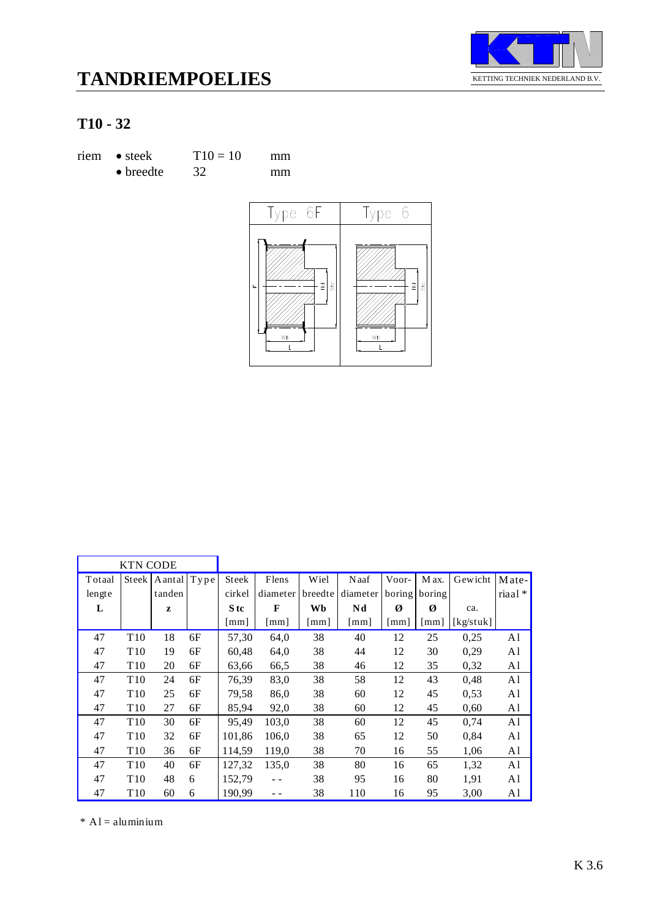# TANDRIEMPOELIES

KETTING TECHNIEK NEDERLAND B.V.

## T10 - 32

| riem | • steek | T10 = 10 | mm |
|---|---|---|---|
| | • breedte | 32 | mm |

Type 6F    Type 6

| KTN CODE | | | | | | | | | | | | |
|---|---|---|---|---|---|---|---|---|---|---|---|---|
| Totaal lengte | Steek | Aantal tanden | Type | Steek cirkel | Flens diameter | Wiel breedte | Naaf diameter | Voor-boring | Max. boring | Gewicht | Mate-riaal * |
| **L** | | **z** | | **Stc** | **F** | **Wb** | **Nd** | **Ø** | **Ø** | ca. | |
| | | | | [mm] | [mm] | [mm] | [mm] | [mm] | [mm] | [kg/stuk] | |
| 47 | T10 | 18 | 6F | 57,30 | 64,0 | 38 | 40 | 12 | 25 | 0,25 | Al |
| 47 | T10 | 19 | 6F | 60,48 | 64,0 | 38 | 44 | 12 | 30 | 0,29 | Al |
| 47 | T10 | 20 | 6F | 63,66 | 66,5 | 38 | 46 | 12 | 35 | 0,32 | Al |
| 47 | T10 | 24 | 6F | 76,39 | 83,0 | 38 | 58 | 12 | 43 | 0,48 | Al |
| 47 | T10 | 25 | 6F | 79,58 | 86,0 | 38 | 60 | 12 | 45 | 0,53 | Al |
| 47 | T10 | 27 | 6F | 85,94 | 92,0 | 38 | 60 | 12 | 45 | 0,60 | Al |
| 47 | T10 | 30 | 6F | 95,49 | 103,0 | 38 | 60 | 12 | 45 | 0,74 | Al |
| 47 | T10 | 32 | 6F | 101,86 | 106,0 | 38 | 65 | 12 | 50 | 0,84 | Al |
| 47 | T10 | 36 | 6F | 114,59 | 119,0 | 38 | 70 | 16 | 55 | 1,06 | Al |
| 47 | T10 | 40 | 6F | 127,32 | 135,0 | 38 | 80 | 16 | 65 | 1,32 | Al |
| 47 | T10 | 48 | 6 | 152,79 | - - | 38 | 95 | 16 | 80 | 1,91 | Al |
| 47 | T10 | 60 | 6 | 190,99 | - - | 38 | 110 | 16 | 95 | 3,00 | Al |

* Al = aluminium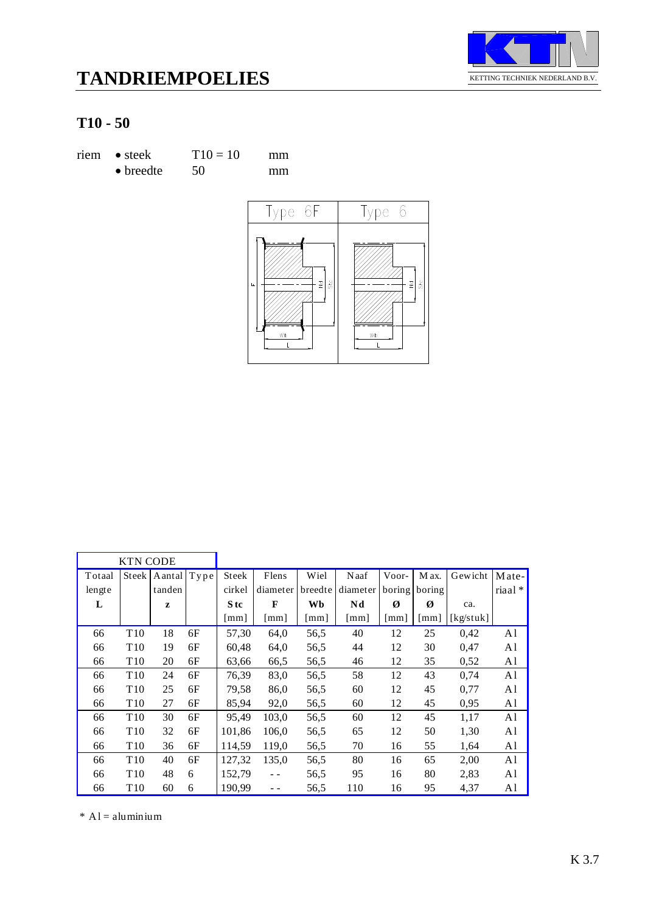# TANDRIEMPOELIES

KETTING TECHNIEK NEDERLAND B.V.

## T10 - 50

| riem | • steek | T10 = 10 | mm |
|---|---|---|---|
| | • breedte | 50 | mm |

| KTN CODE | | | | | | | | | | | | |
|---|---|---|---|---|---|---|---|---|---|---|---|---|
| Totaal lengte **L** | Steek | Aantal tanden **z** | Type | Steek cirkel **Stc** [mm] | Flens diameter **F** [mm] | Wiel breedte **Wb** [mm] | Naaf diameter **Nd** [mm] | Voor- boring **Ø** [mm] | Max. boring **Ø** [mm] | Gewicht ca. [kg/stuk] | Mate- riaal * |
| 66 | T10 | 18 | 6F | 57,30 | 64,0 | 56,5 | 40 | 12 | 25 | 0,42 | Al |
| 66 | T10 | 19 | 6F | 60,48 | 64,0 | 56,5 | 44 | 12 | 30 | 0,47 | Al |
| 66 | T10 | 20 | 6F | 63,66 | 66,5 | 56,5 | 46 | 12 | 35 | 0,52 | Al |
| 66 | T10 | 24 | 6F | 76,39 | 83,0 | 56,5 | 58 | 12 | 43 | 0,74 | Al |
| 66 | T10 | 25 | 6F | 79,58 | 86,0 | 56,5 | 60 | 12 | 45 | 0,77 | Al |
| 66 | T10 | 27 | 6F | 85,94 | 92,0 | 56,5 | 60 | 12 | 45 | 0,95 | Al |
| 66 | T10 | 30 | 6F | 95,49 | 103,0 | 56,5 | 60 | 12 | 45 | 1,17 | Al |
| 66 | T10 | 32 | 6F | 101,86 | 106,0 | 56,5 | 65 | 12 | 50 | 1,30 | Al |
| 66 | T10 | 36 | 6F | 114,59 | 119,0 | 56,5 | 70 | 16 | 55 | 1,64 | Al |
| 66 | T10 | 40 | 6F | 127,32 | 135,0 | 56,5 | 80 | 16 | 65 | 2,00 | Al |
| 66 | T10 | 48 | 6 | 152,79 | - - | 56,5 | 95 | 16 | 80 | 2,83 | Al |
| 66 | T10 | 60 | 6 | 190,99 | - - | 56,5 | 110 | 16 | 95 | 4,37 | Al |

* Al = aluminium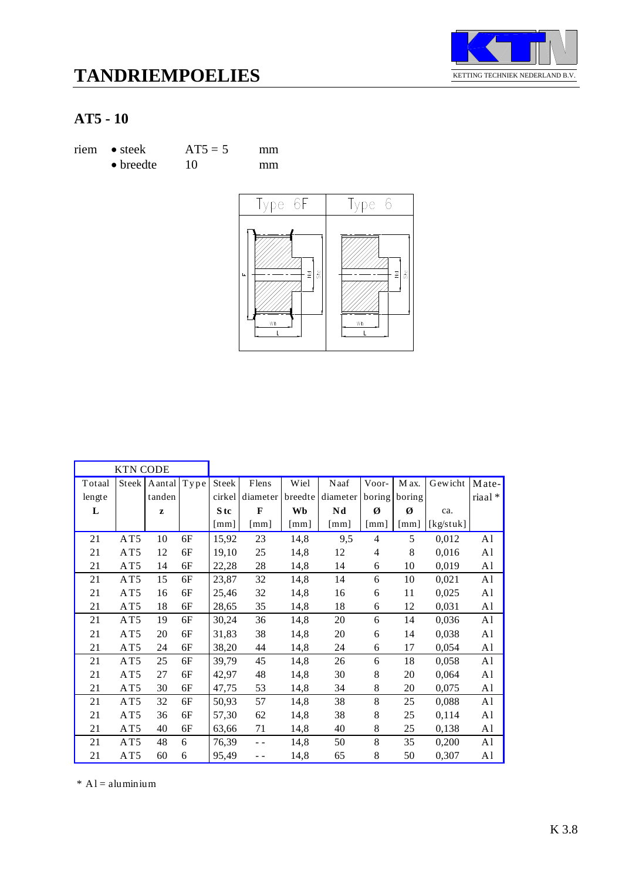# TANDRIEMPOELIES

KETTING TECHNIEK NEDERLAND B.V.

## AT5 - 10

riem • steek AT5 = 5 mm
• breedte 10 mm

| KTN CODE | | | | | | | | | | | | |
|---|---|---|---|---|---|---|---|---|---|---|---|---|
| Totaal lengte | Steek | Aantal tanden | Type | Steek cirkel | Flens diameter | Wiel breedte | Naaf diameter | Voor-boring | Max. boring | Gewicht | Mate-riaal * |
| **L** | | **z** | | **Stc** | **F** | **Wb** | **Nd** | **Ø** | **Ø** | ca. | |
| | | | | [mm] | [mm] | [mm] | [mm] | [mm] | [mm] | [kg/stuk] | |
| 21 | AT5 | 10 | 6F | 15,92 | 23 | 14,8 | 9,5 | 4 | 5 | 0,012 | Al |
| 21 | AT5 | 12 | 6F | 19,10 | 25 | 14,8 | 12 | 4 | 8 | 0,016 | Al |
| 21 | AT5 | 14 | 6F | 22,28 | 28 | 14,8 | 14 | 6 | 10 | 0,019 | Al |
| 21 | AT5 | 15 | 6F | 23,87 | 32 | 14,8 | 14 | 6 | 10 | 0,021 | Al |
| 21 | AT5 | 16 | 6F | 25,46 | 32 | 14,8 | 16 | 6 | 11 | 0,025 | Al |
| 21 | AT5 | 18 | 6F | 28,65 | 35 | 14,8 | 18 | 6 | 12 | 0,031 | Al |
| 21 | AT5 | 19 | 6F | 30,24 | 36 | 14,8 | 20 | 6 | 14 | 0,036 | Al |
| 21 | AT5 | 20 | 6F | 31,83 | 38 | 14,8 | 20 | 6 | 14 | 0,038 | Al |
| 21 | AT5 | 24 | 6F | 38,20 | 44 | 14,8 | 24 | 6 | 17 | 0,054 | Al |
| 21 | AT5 | 25 | 6F | 39,79 | 45 | 14,8 | 26 | 6 | 18 | 0,058 | Al |
| 21 | AT5 | 27 | 6F | 42,97 | 48 | 14,8 | 30 | 8 | 20 | 0,064 | Al |
| 21 | AT5 | 30 | 6F | 47,75 | 53 | 14,8 | 34 | 8 | 20 | 0,075 | Al |
| 21 | AT5 | 32 | 6F | 50,93 | 57 | 14,8 | 38 | 8 | 25 | 0,088 | Al |
| 21 | AT5 | 36 | 6F | 57,30 | 62 | 14,8 | 38 | 8 | 25 | 0,114 | Al |
| 21 | AT5 | 40 | 6F | 63,66 | 71 | 14,8 | 40 | 8 | 25 | 0,138 | Al |
| 21 | AT5 | 48 | 6 | 76,39 | -- | 14,8 | 50 | 8 | 35 | 0,200 | Al |
| 21 | AT5 | 60 | 6 | 95,49 | -- | 14,8 | 65 | 8 | 50 | 0,307 | Al |

* Al = aluminium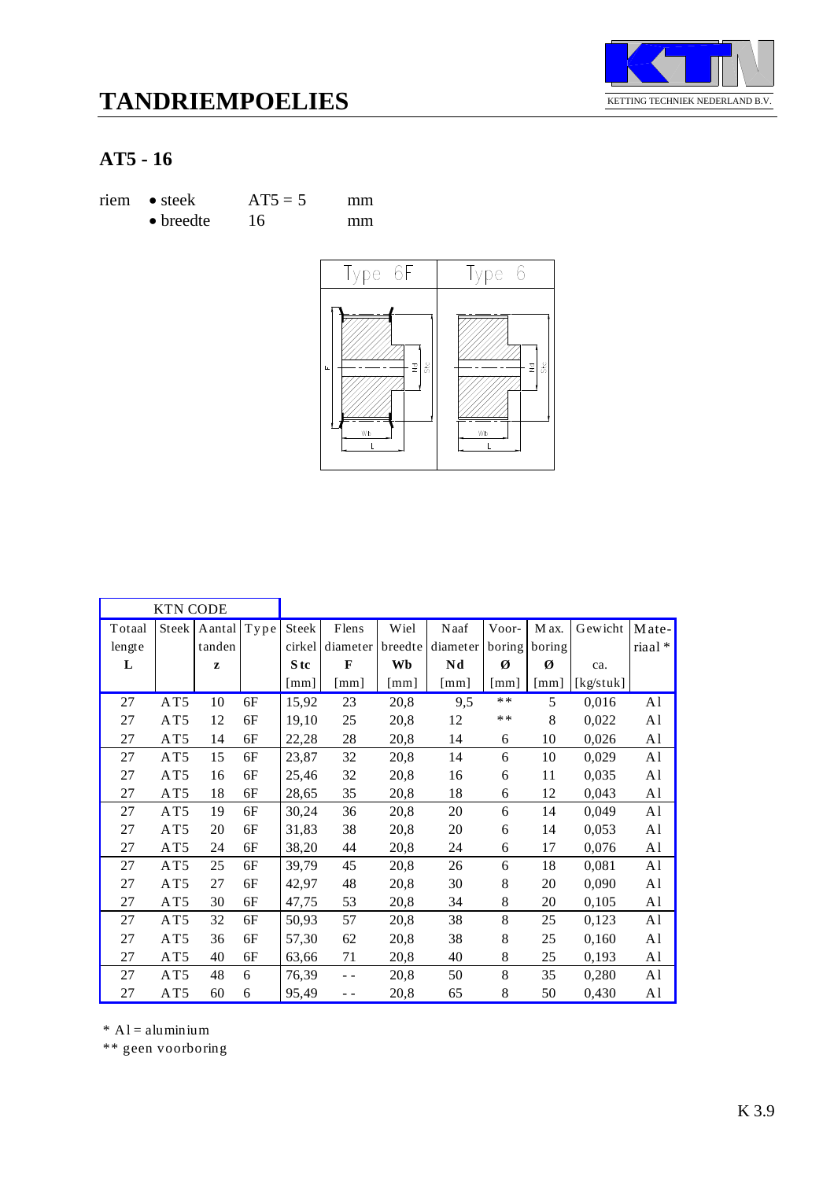# TANDRIEMPOELIES

KETTING TECHNIEK NEDERLAND B.V.

## AT5 - 16

riem • steek AT5 = 5 mm
• breedte 16 mm

Type 6F | Type 6

| KTN CODE | | | | | | | | | | | |
|---|---|---|---|---|---|---|---|---|---|---|---|
| Totaal lengte L | Steek | Aantal tanden z | Type | Steek cirkel Stc [mm] | Flens diameter F [mm] | Wiel breedte Wb [mm] | Naaf diameter Nd [mm] | Voor-boring Ø [mm] | Max. boring Ø [mm] | Gewicht ca. [kg/stuk] | Mate-riaal * |
| 27 | AT5 | 10 | 6F | 15,92 | 23 | 20,8 | 9,5 | ** | 5 | 0,016 | Al |
| 27 | AT5 | 12 | 6F | 19,10 | 25 | 20,8 | 12 | ** | 8 | 0,022 | Al |
| 27 | AT5 | 14 | 6F | 22,28 | 28 | 20,8 | 14 | 6 | 10 | 0,026 | Al |
| 27 | AT5 | 15 | 6F | 23,87 | 32 | 20,8 | 14 | 6 | 10 | 0,029 | Al |
| 27 | AT5 | 16 | 6F | 25,46 | 32 | 20,8 | 16 | 6 | 11 | 0,035 | Al |
| 27 | AT5 | 18 | 6F | 28,65 | 35 | 20,8 | 18 | 6 | 12 | 0,043 | Al |
| 27 | AT5 | 19 | 6F | 30,24 | 36 | 20,8 | 20 | 6 | 14 | 0,049 | Al |
| 27 | AT5 | 20 | 6F | 31,83 | 38 | 20,8 | 20 | 6 | 14 | 0,053 | Al |
| 27 | AT5 | 24 | 6F | 38,20 | 44 | 20,8 | 24 | 6 | 17 | 0,076 | Al |
| 27 | AT5 | 25 | 6F | 39,79 | 45 | 20,8 | 26 | 6 | 18 | 0,081 | Al |
| 27 | AT5 | 27 | 6F | 42,97 | 48 | 20,8 | 30 | 8 | 20 | 0,090 | Al |
| 27 | AT5 | 30 | 6F | 47,75 | 53 | 20,8 | 34 | 8 | 20 | 0,105 | Al |
| 27 | AT5 | 32 | 6F | 50,93 | 57 | 20,8 | 38 | 8 | 25 | 0,123 | Al |
| 27 | AT5 | 36 | 6F | 57,30 | 62 | 20,8 | 38 | 8 | 25 | 0,160 | Al |
| 27 | AT5 | 40 | 6F | 63,66 | 71 | 20,8 | 40 | 8 | 25 | 0,193 | Al |
| 27 | AT5 | 48 | 6 | 76,39 | -- | 20,8 | 50 | 8 | 35 | 0,280 | Al |
| 27 | AT5 | 60 | 6 | 95,49 | -- | 20,8 | 65 | 8 | 50 | 0,430 | Al |

* Al = aluminium
** geen voorboring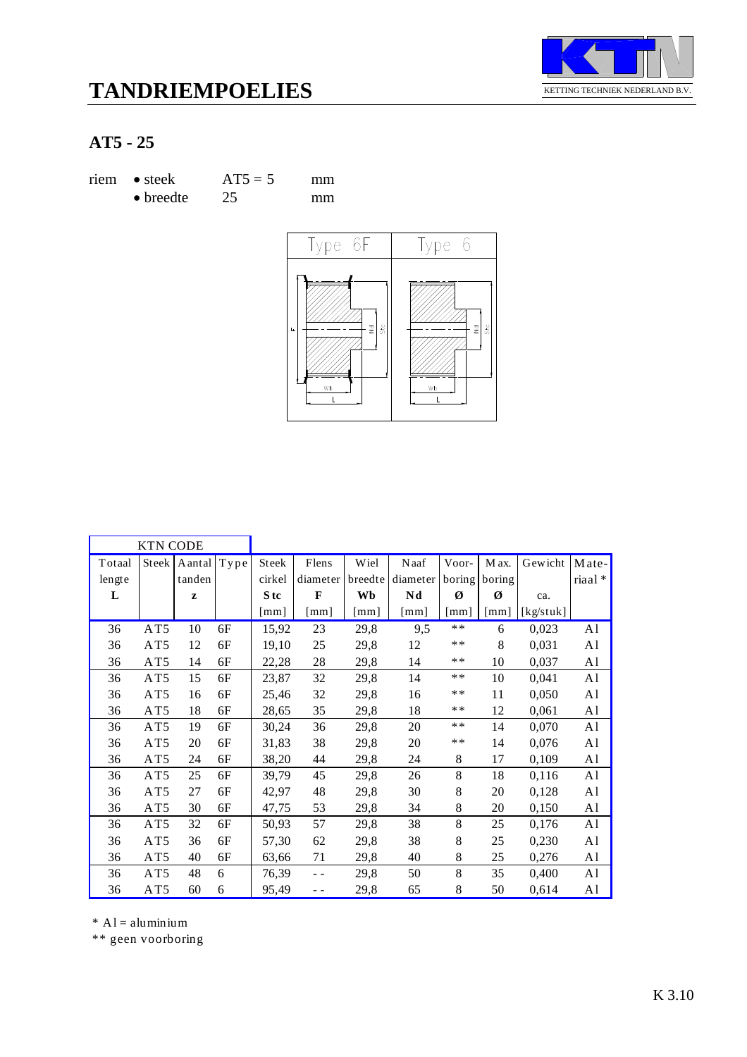# TANDRIEMPOELIES

KETTING TECHNIEK NEDERLAND B.V.

## AT5 - 25

| riem | • steek | AT5 = 5 | mm |
|---|---|---|---|
| | • breedte | 25 | mm |

| KTN CODE | | | | | | | | | | | | |
|---|---|---|---|---|---|---|---|---|---|---|---|---|
| Totaal lengte L | Steek | Aantal tanden z | Type | Steek cirkel Stc [mm] | Flens diameter F [mm] | Wiel breedte Wb [mm] | Naaf diameter Nd [mm] | Voor-boring Ø [mm] | Max. boring Ø [mm] | Gewicht ca. [kg/stuk] | Mate-riaal * |
| 36 | AT5 | 10 | 6F | 15,92 | 23 | 29,8 | 9,5 | ** | 6 | 0,023 | Al |
| 36 | AT5 | 12 | 6F | 19,10 | 25 | 29,8 | 12 | ** | 8 | 0,031 | Al |
| 36 | AT5 | 14 | 6F | 22,28 | 28 | 29,8 | 14 | ** | 10 | 0,037 | Al |
| 36 | AT5 | 15 | 6F | 23,87 | 32 | 29,8 | 14 | ** | 10 | 0,041 | Al |
| 36 | AT5 | 16 | 6F | 25,46 | 32 | 29,8 | 16 | ** | 11 | 0,050 | Al |
| 36 | AT5 | 18 | 6F | 28,65 | 35 | 29,8 | 18 | ** | 12 | 0,061 | Al |
| 36 | AT5 | 19 | 6F | 30,24 | 36 | 29,8 | 20 | ** | 14 | 0,070 | Al |
| 36 | AT5 | 20 | 6F | 31,83 | 38 | 29,8 | 20 | ** | 14 | 0,076 | Al |
| 36 | AT5 | 24 | 6F | 38,20 | 44 | 29,8 | 24 | 8 | 17 | 0,109 | Al |
| 36 | AT5 | 25 | 6F | 39,79 | 45 | 29,8 | 26 | 8 | 18 | 0,116 | Al |
| 36 | AT5 | 27 | 6F | 42,97 | 48 | 29,8 | 30 | 8 | 20 | 0,128 | Al |
| 36 | AT5 | 30 | 6F | 47,75 | 53 | 29,8 | 34 | 8 | 20 | 0,150 | Al |
| 36 | AT5 | 32 | 6F | 50,93 | 57 | 29,8 | 38 | 8 | 25 | 0,176 | Al |
| 36 | AT5 | 36 | 6F | 57,30 | 62 | 29,8 | 38 | 8 | 25 | 0,230 | Al |
| 36 | AT5 | 40 | 6F | 63,66 | 71 | 29,8 | 40 | 8 | 25 | 0,276 | Al |
| 36 | AT5 | 48 | 6 | 76,39 | - - | 29,8 | 50 | 8 | 35 | 0,400 | Al |
| 36 | AT5 | 60 | 6 | 95,49 | - - | 29,8 | 65 | 8 | 50 | 0,614 | Al |

\* Al = aluminium

** geen voorboring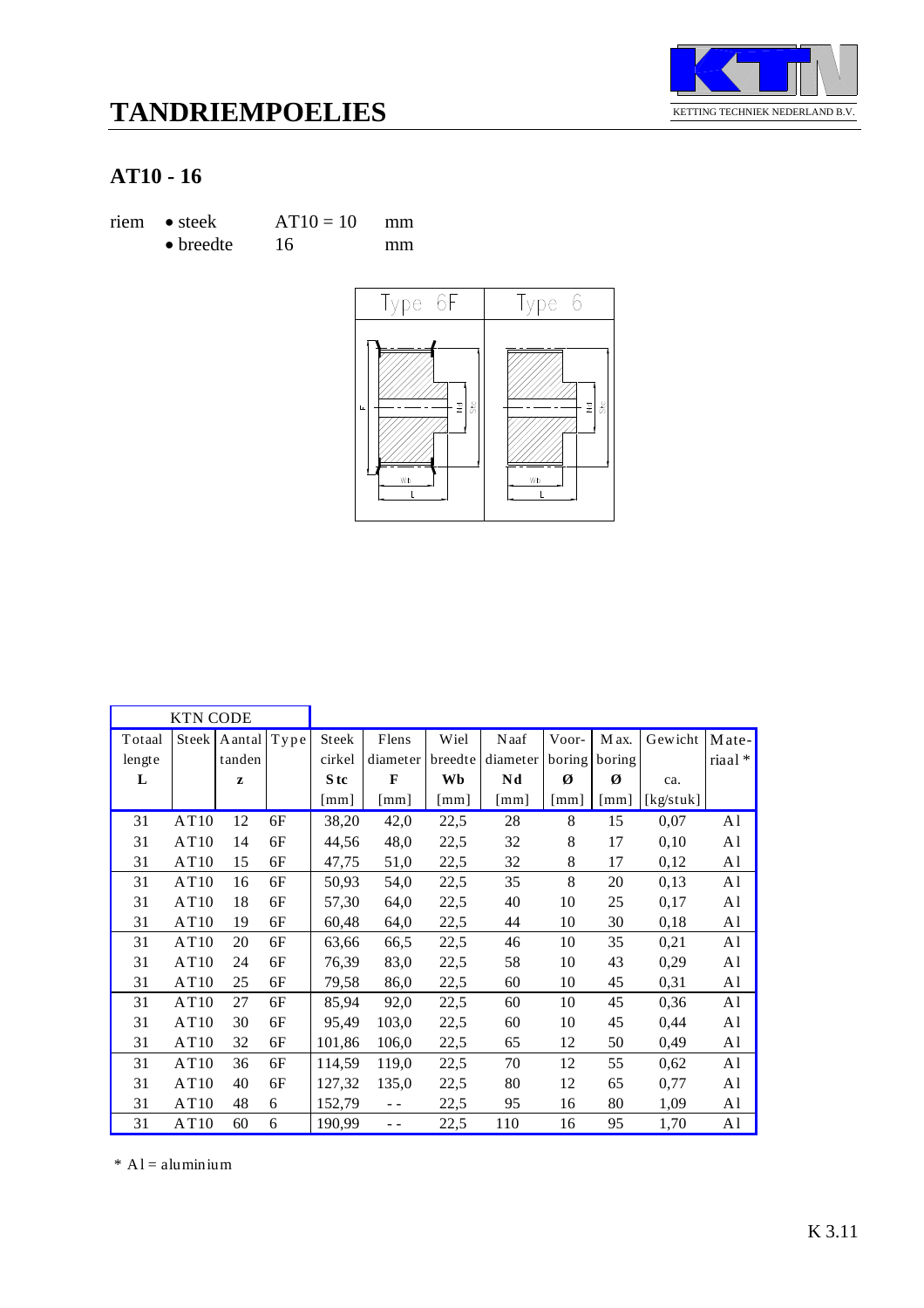# TANDRIEMPOELIES

KETTING TECHNIEK NEDERLAND B.V.

## AT10 - 16

riem
- steek AT10 = 10 mm
- breedte 16 mm

| KTN CODE | | | | | | | | | | | |
|---|---|---|---|---|---|---|---|---|---|---|---|
| Totaal lengte **L** | Steek | Aantal tanden **z** | Type | Steek cirkel **Stc** [mm] | Flens diameter **F** [mm] | Wiel breedte **Wb** [mm] | Naaf diameter **Nd** [mm] | Voor-boring **Ø** [mm] | Max. boring **Ø** [mm] | Gewicht ca. [kg/stuk] | Mate-riaal * |
| 31 | AT10 | 12 | 6F | 38,20 | 42,0 | 22,5 | 28 | 8 | 15 | 0,07 | Al |
| 31 | AT10 | 14 | 6F | 44,56 | 48,0 | 22,5 | 32 | 8 | 17 | 0,10 | Al |
| 31 | AT10 | 15 | 6F | 47,75 | 51,0 | 22,5 | 32 | 8 | 17 | 0,12 | Al |
| 31 | AT10 | 16 | 6F | 50,93 | 54,0 | 22,5 | 35 | 8 | 20 | 0,13 | Al |
| 31 | AT10 | 18 | 6F | 57,30 | 64,0 | 22,5 | 40 | 10 | 25 | 0,17 | Al |
| 31 | AT10 | 19 | 6F | 60,48 | 64,0 | 22,5 | 44 | 10 | 30 | 0,18 | Al |
| 31 | AT10 | 20 | 6F | 63,66 | 66,5 | 22,5 | 46 | 10 | 35 | 0,21 | Al |
| 31 | AT10 | 24 | 6F | 76,39 | 83,0 | 22,5 | 58 | 10 | 43 | 0,29 | Al |
| 31 | AT10 | 25 | 6F | 79,58 | 86,0 | 22,5 | 60 | 10 | 45 | 0,31 | Al |
| 31 | AT10 | 27 | 6F | 85,94 | 92,0 | 22,5 | 60 | 10 | 45 | 0,36 | Al |
| 31 | AT10 | 30 | 6F | 95,49 | 103,0 | 22,5 | 60 | 10 | 45 | 0,44 | Al |
| 31 | AT10 | 32 | 6F | 101,86 | 106,0 | 22,5 | 65 | 12 | 50 | 0,49 | Al |
| 31 | AT10 | 36 | 6F | 114,59 | 119,0 | 22,5 | 70 | 12 | 55 | 0,62 | Al |
| 31 | AT10 | 40 | 6F | 127,32 | 135,0 | 22,5 | 80 | 12 | 65 | 0,77 | Al |
| 31 | AT10 | 48 | 6 | 152,79 | - - | 22,5 | 95 | 16 | 80 | 1,09 | Al |
| 31 | AT10 | 60 | 6 | 190,99 | - - | 22,5 | 110 | 16 | 95 | 1,70 | Al |

\* Al = aluminium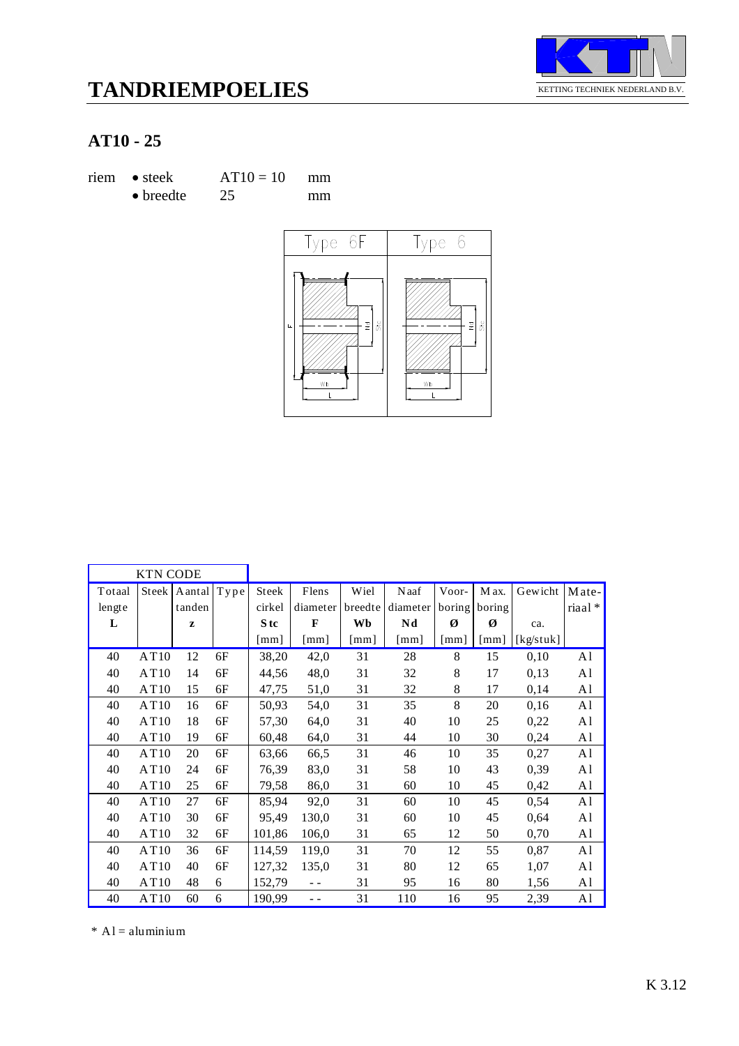# TANDRIEMPOELIES

KETTING TECHNIEK NEDERLAND B.V.

## AT10 - 25

riem • steek AT10 = 10 mm
• breedte 25 mm

| KTN CODE | | | | | | | | | | | |
|---|---|---|---|---|---|---|---|---|---|---|---|
| Totaal lengte **L** | Steek | Aantal tanden **z** | Type | Steek cirkel **Stc** [mm] | Flens diameter **F** [mm] | Wiel breedte **Wb** [mm] | Naaf diameter **Nd** [mm] | Voor-boring **Ø** [mm] | Max. boring **Ø** [mm] | Gewicht ca. [kg/stuk] | Mate-riaal * |
| 40 | AT10 | 12 | 6F | 38,20 | 42,0 | 31 | 28 | 8 | 15 | 0,10 | Al |
| 40 | AT10 | 14 | 6F | 44,56 | 48,0 | 31 | 32 | 8 | 17 | 0,13 | Al |
| 40 | AT10 | 15 | 6F | 47,75 | 51,0 | 31 | 32 | 8 | 17 | 0,14 | Al |
| 40 | AT10 | 16 | 6F | 50,93 | 54,0 | 31 | 35 | 8 | 20 | 0,16 | Al |
| 40 | AT10 | 18 | 6F | 57,30 | 64,0 | 31 | 40 | 10 | 25 | 0,22 | Al |
| 40 | AT10 | 19 | 6F | 60,48 | 64,0 | 31 | 44 | 10 | 30 | 0,24 | Al |
| 40 | AT10 | 20 | 6F | 63,66 | 66,5 | 31 | 46 | 10 | 35 | 0,27 | Al |
| 40 | AT10 | 24 | 6F | 76,39 | 83,0 | 31 | 58 | 10 | 43 | 0,39 | Al |
| 40 | AT10 | 25 | 6F | 79,58 | 86,0 | 31 | 60 | 10 | 45 | 0,42 | Al |
| 40 | AT10 | 27 | 6F | 85,94 | 92,0 | 31 | 60 | 10 | 45 | 0,54 | Al |
| 40 | AT10 | 30 | 6F | 95,49 | 130,0 | 31 | 60 | 10 | 45 | 0,64 | Al |
| 40 | AT10 | 32 | 6F | 101,86 | 106,0 | 31 | 65 | 12 | 50 | 0,70 | Al |
| 40 | AT10 | 36 | 6F | 114,59 | 119,0 | 31 | 70 | 12 | 55 | 0,87 | Al |
| 40 | AT10 | 40 | 6F | 127,32 | 135,0 | 31 | 80 | 12 | 65 | 1,07 | Al |
| 40 | AT10 | 48 | 6 | 152,79 | - - | 31 | 95 | 16 | 80 | 1,56 | Al |
| 40 | AT10 | 60 | 6 | 190,99 | - - | 31 | 110 | 16 | 95 | 2,39 | Al |

* Al = aluminium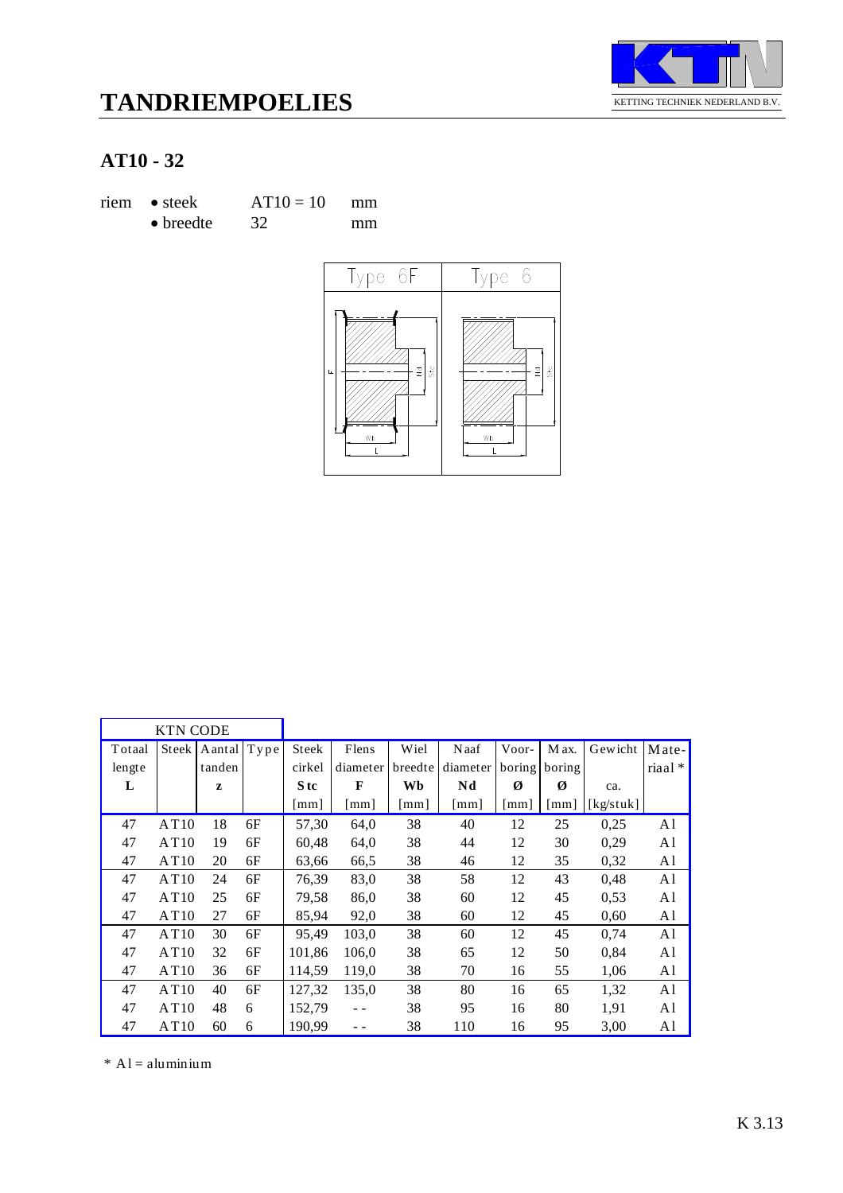# TANDRIEMPOELIES

KETTING TECHNIEK NEDERLAND B.V.

## AT10 - 32

riem • steek AT10 = 10 mm
• breedte 32 mm

Type 6F | Type 6

| KTN CODE | | | | | | | | | | | |
|---|---|---|---|---|---|---|---|---|---|---|---|
| Totaal lengte | Steek | Aantal tanden | Type | Steek cirkel | Flens diameter | Wiel breedte | Naaf diameter | Voor-boring | Max. boring | Gewicht | Mate-riaal * |
| **L** | | **z** | | **Stc** | **F** | **Wb** | **Nd** | **Ø** | **Ø** | ca. | |
| | | | | [mm] | [mm] | [mm] | [mm] | [mm] | [mm] | [kg/stuk] | |
| 47 | AT10 | 18 | 6F | 57,30 | 64,0 | 38 | 40 | 12 | 25 | 0,25 | Al |
| 47 | AT10 | 19 | 6F | 60,48 | 64,0 | 38 | 44 | 12 | 30 | 0,29 | Al |
| 47 | AT10 | 20 | 6F | 63,66 | 66,5 | 38 | 46 | 12 | 35 | 0,32 | Al |
| 47 | AT10 | 24 | 6F | 76,39 | 83,0 | 38 | 58 | 12 | 43 | 0,48 | Al |
| 47 | AT10 | 25 | 6F | 79,58 | 86,0 | 38 | 60 | 12 | 45 | 0,53 | Al |
| 47 | AT10 | 27 | 6F | 85,94 | 92,0 | 38 | 60 | 12 | 45 | 0,60 | Al |
| 47 | AT10 | 30 | 6F | 95,49 | 103,0 | 38 | 60 | 12 | 45 | 0,74 | Al |
| 47 | AT10 | 32 | 6F | 101,86 | 106,0 | 38 | 65 | 12 | 50 | 0,84 | Al |
| 47 | AT10 | 36 | 6F | 114,59 | 119,0 | 38 | 70 | 16 | 55 | 1,06 | Al |
| 47 | AT10 | 40 | 6F | 127,32 | 135,0 | 38 | 80 | 16 | 65 | 1,32 | Al |
| 47 | AT10 | 48 | 6 | 152,79 | - - | 38 | 95 | 16 | 80 | 1,91 | Al |
| 47 | AT10 | 60 | 6 | 190,99 | - - | 38 | 110 | 16 | 95 | 3,00 | Al |

* Al = aluminium

K 3.13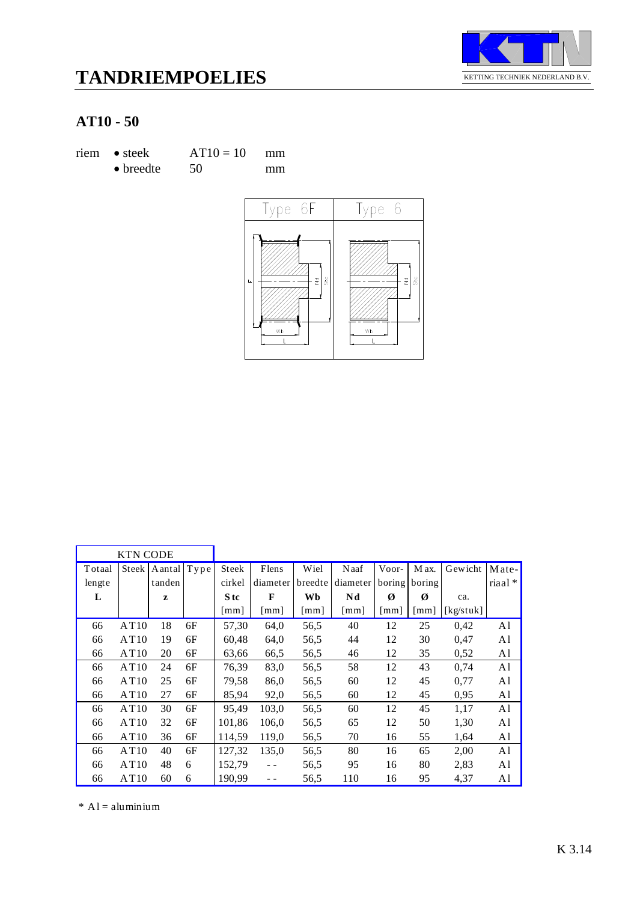# TANDRIEMPOELIES

KETTING TECHNIEK NEDERLAND B.V.

## AT10 - 50

riem • steek AT10 = 10 mm
• breedte 50 mm

Type 6F | Type 6

| KTN CODE | | | | | | | | | | | | |
|---|---|---|---|---|---|---|---|---|---|---|---|---|
| Totaal lengte **L** | Steek | Aantal tanden **z** | Type | Steek cirkel **Stc** [mm] | Flens diameter **F** [mm] | Wiel breedte **Wb** [mm] | Naaf diameter **Nd** [mm] | Voor-boring **Ø** [mm] | Max. boring **Ø** [mm] | Gewicht ca. [kg/stuk] | Mate-riaal * |
| 66 | AT10 | 18 | 6F | 57,30 | 64,0 | 56,5 | 40 | 12 | 25 | 0,42 | Al |
| 66 | AT10 | 19 | 6F | 60,48 | 64,0 | 56,5 | 44 | 12 | 30 | 0,47 | Al |
| 66 | AT10 | 20 | 6F | 63,66 | 66,5 | 56,5 | 46 | 12 | 35 | 0,52 | Al |
| 66 | AT10 | 24 | 6F | 76,39 | 83,0 | 56,5 | 58 | 12 | 43 | 0,74 | Al |
| 66 | AT10 | 25 | 6F | 79,58 | 86,0 | 56,5 | 60 | 12 | 45 | 0,77 | Al |
| 66 | AT10 | 27 | 6F | 85,94 | 92,0 | 56,5 | 60 | 12 | 45 | 0,95 | Al |
| 66 | AT10 | 30 | 6F | 95,49 | 103,0 | 56,5 | 60 | 12 | 45 | 1,17 | Al |
| 66 | AT10 | 32 | 6F | 101,86 | 106,0 | 56,5 | 65 | 12 | 50 | 1,30 | Al |
| 66 | AT10 | 36 | 6F | 114,59 | 119,0 | 56,5 | 70 | 16 | 55 | 1,64 | Al |
| 66 | AT10 | 40 | 6F | 127,32 | 135,0 | 56,5 | 80 | 16 | 65 | 2,00 | Al |
| 66 | AT10 | 48 | 6 | 152,79 | - - | 56,5 | 95 | 16 | 80 | 2,83 | Al |
| 66 | AT10 | 60 | 6 | 190,99 | - - | 56,5 | 110 | 16 | 95 | 4,37 | Al |

* Al = aluminium